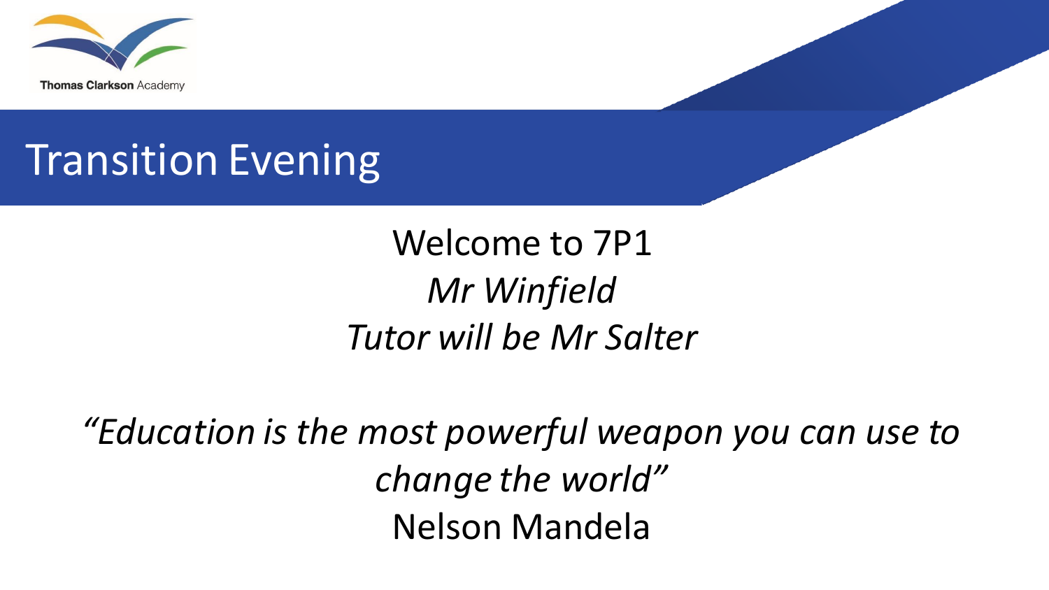Thomas Clarkson Academy

# Transition Evening

Welcome to 7P1

*Mr Winfield*

*Tutor will be Mr Salter*

*“Education is the most powerful weapon you can use to change the world”*

Nelson Mandela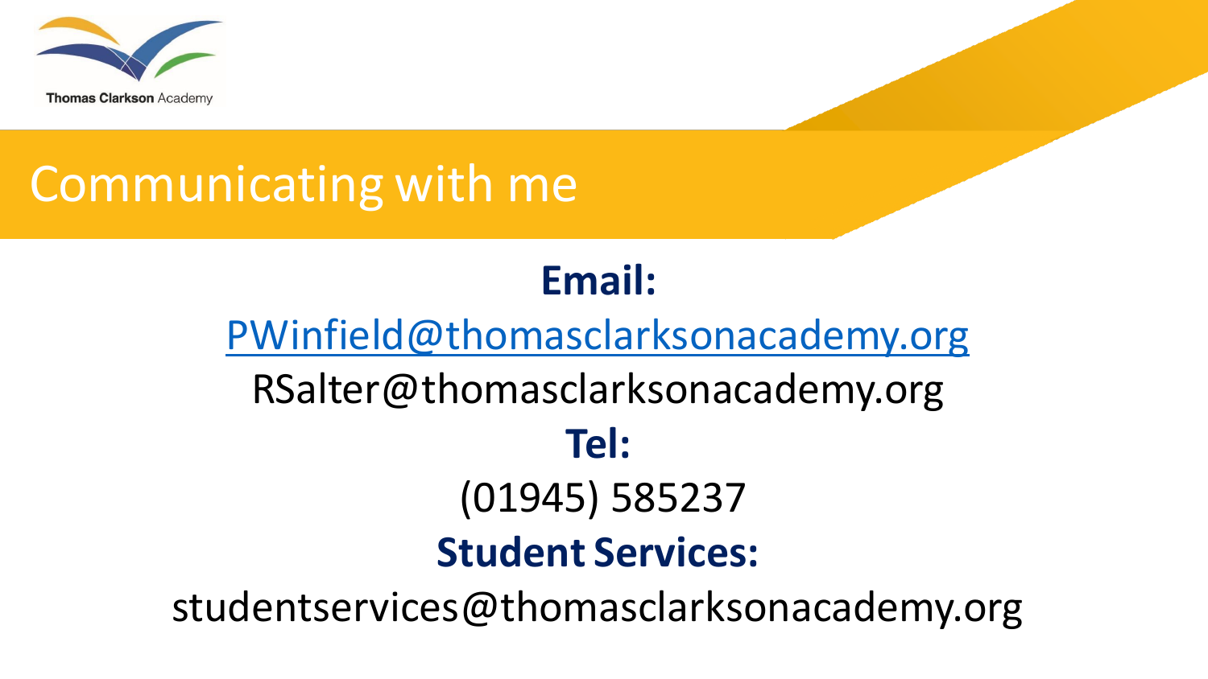# Communicating with me

**Email:**

PWinfield@thomasclarksonacademy.org

RSalter@thomasclarksonacademy.org

**Tel:**

(01945) 585237

**Student Services:**

studentservices@thomasclarksonacademy.org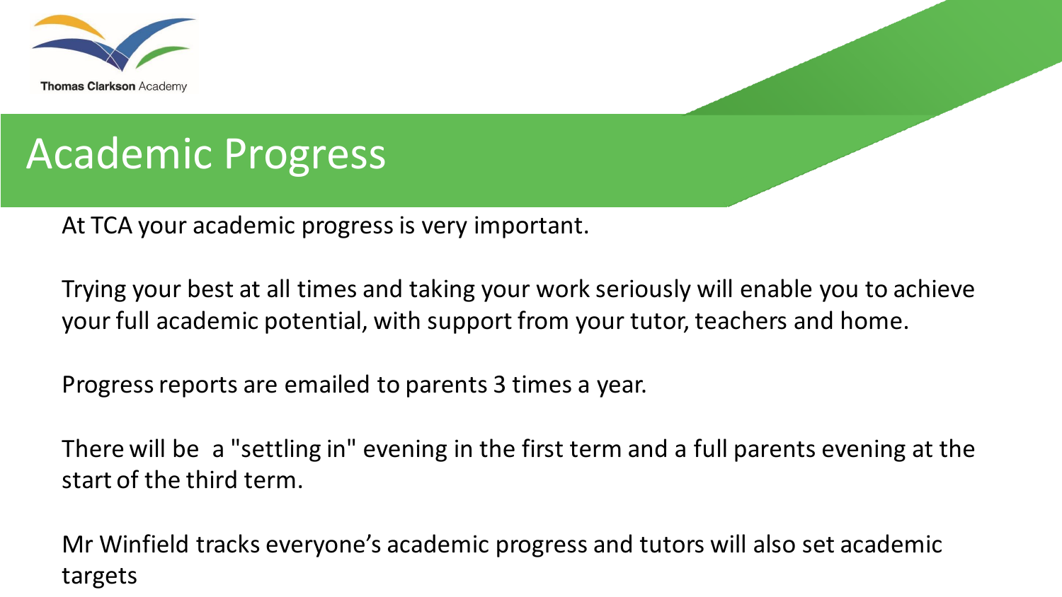# Academic Progress

At TCA your academic progress is very important.

Trying your best at all times and taking your work seriously will enable you to achieve your full academic potential, with support from your tutor, teachers and home.

Progress reports are emailed to parents 3 times a year.

There will be a "settling in" evening in the first term and a full parents evening at the start of the third term.

Mr Winfield tracks everyone's academic progress and tutors will also set academic targets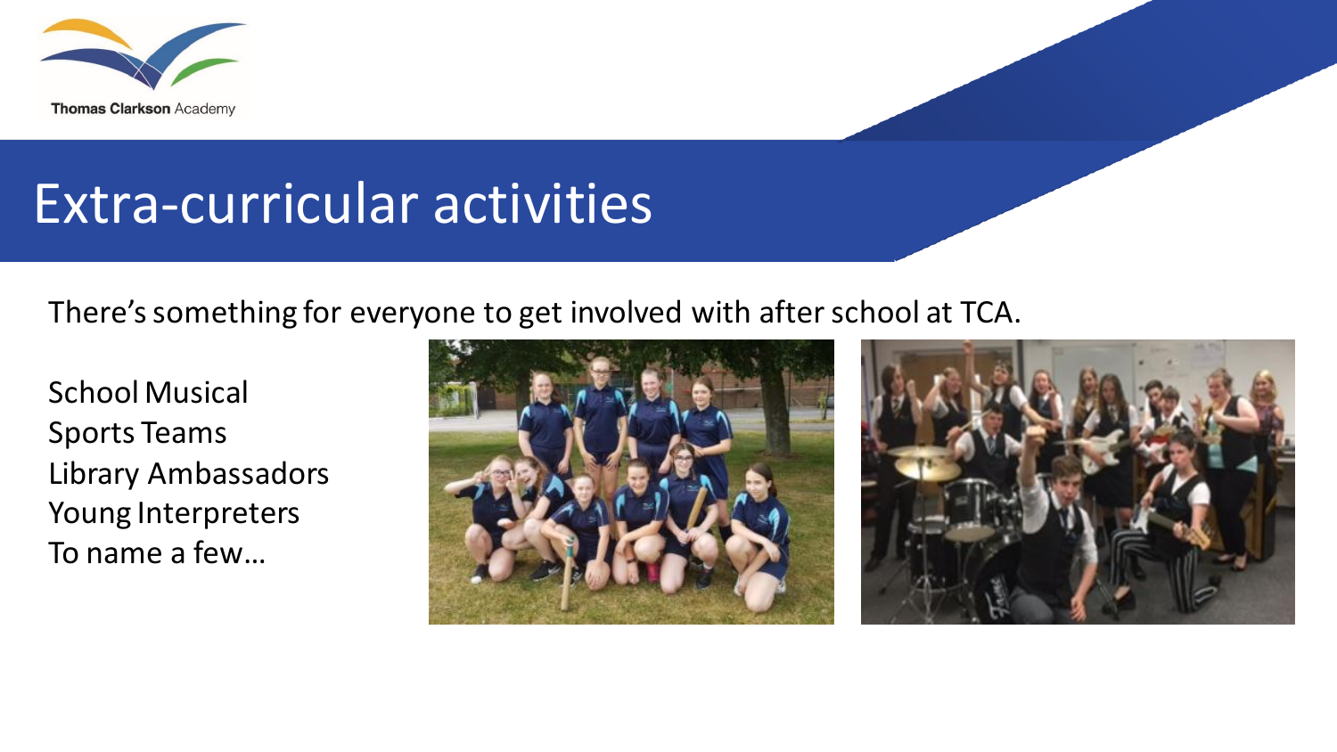Thomas Clarkson Academy

# Extra-curricular activities

There's something for everyone to get involved with after school at TCA.

School Musical
Sports Teams
Library Ambassadors
Young Interpreters
To name a few…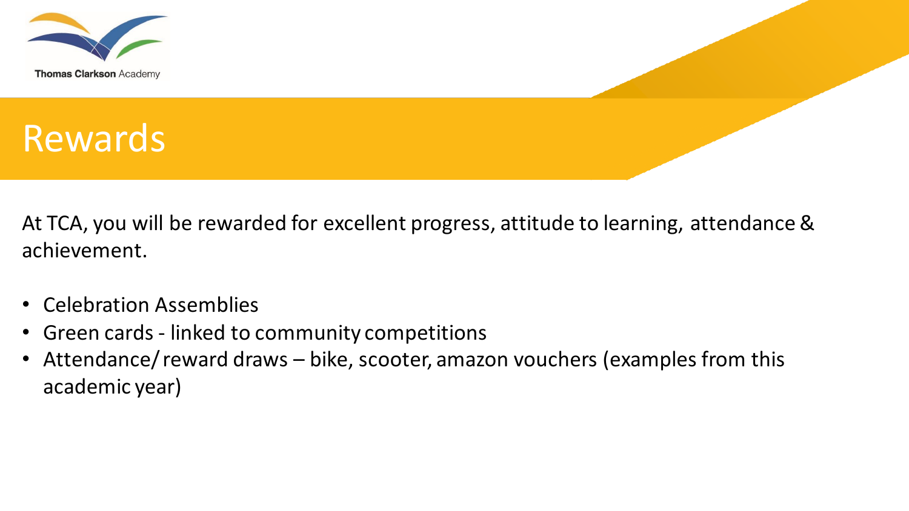# Rewards

At TCA, you will be rewarded for excellent progress, attitude to learning, attendance & achievement.

- Celebration Assemblies
- Green cards - linked to community competitions
- Attendance/ reward draws – bike, scooter, amazon vouchers (examples from this academic year)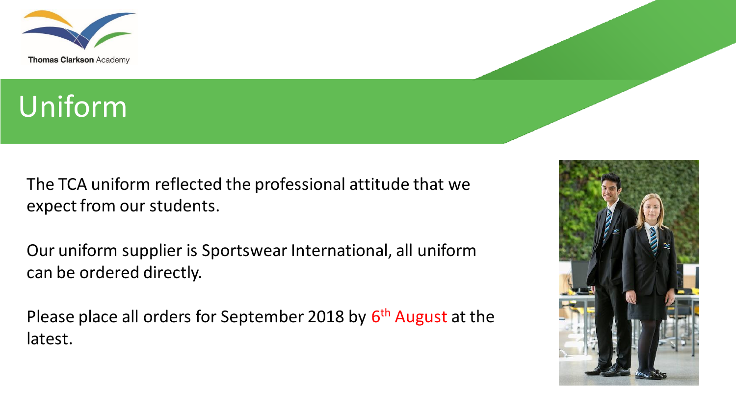# Uniform

The TCA uniform reflected the professional attitude that we expect from our students.

Our uniform supplier is Sportswear International, all uniform can be ordered directly.

Please place all orders for September 2018 by 6th August at the latest.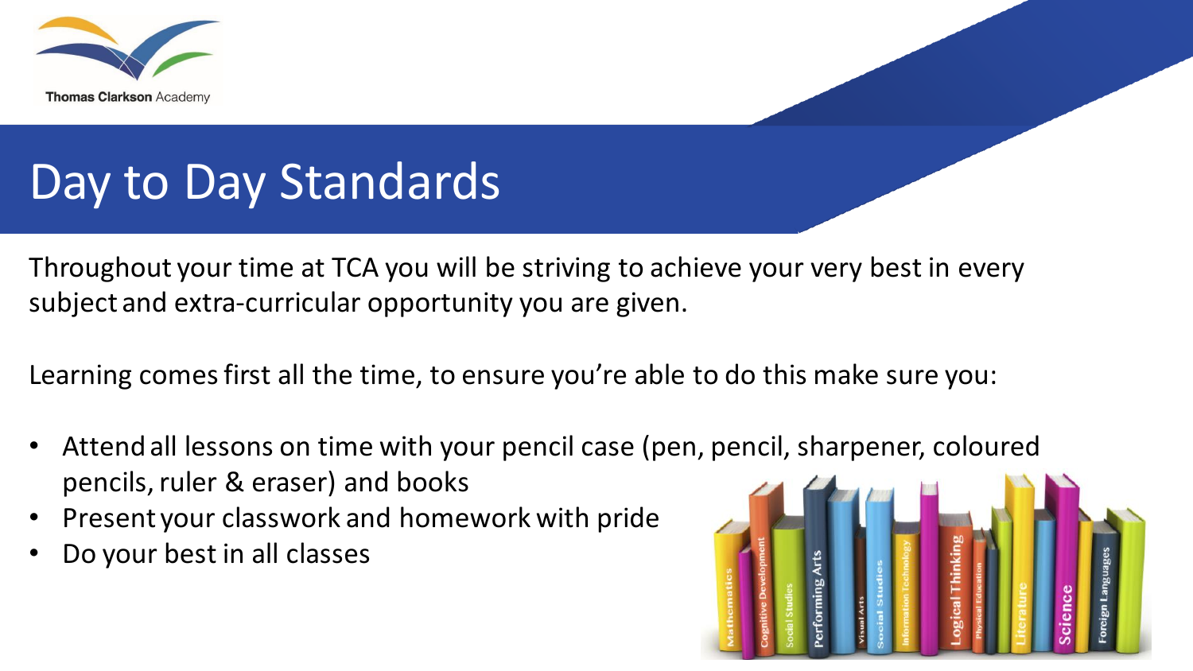# Day to Day Standards

Throughout your time at TCA you will be striving to achieve your very best in every subject and extra-curricular opportunity you are given.

Learning comes first all the time, to ensure you're able to do this make sure you:

- Attend all lessons on time with your pencil case (pen, pencil, sharpener, coloured pencils, ruler & eraser) and books
- Present your classwork and homework with pride
- Do your best in all classes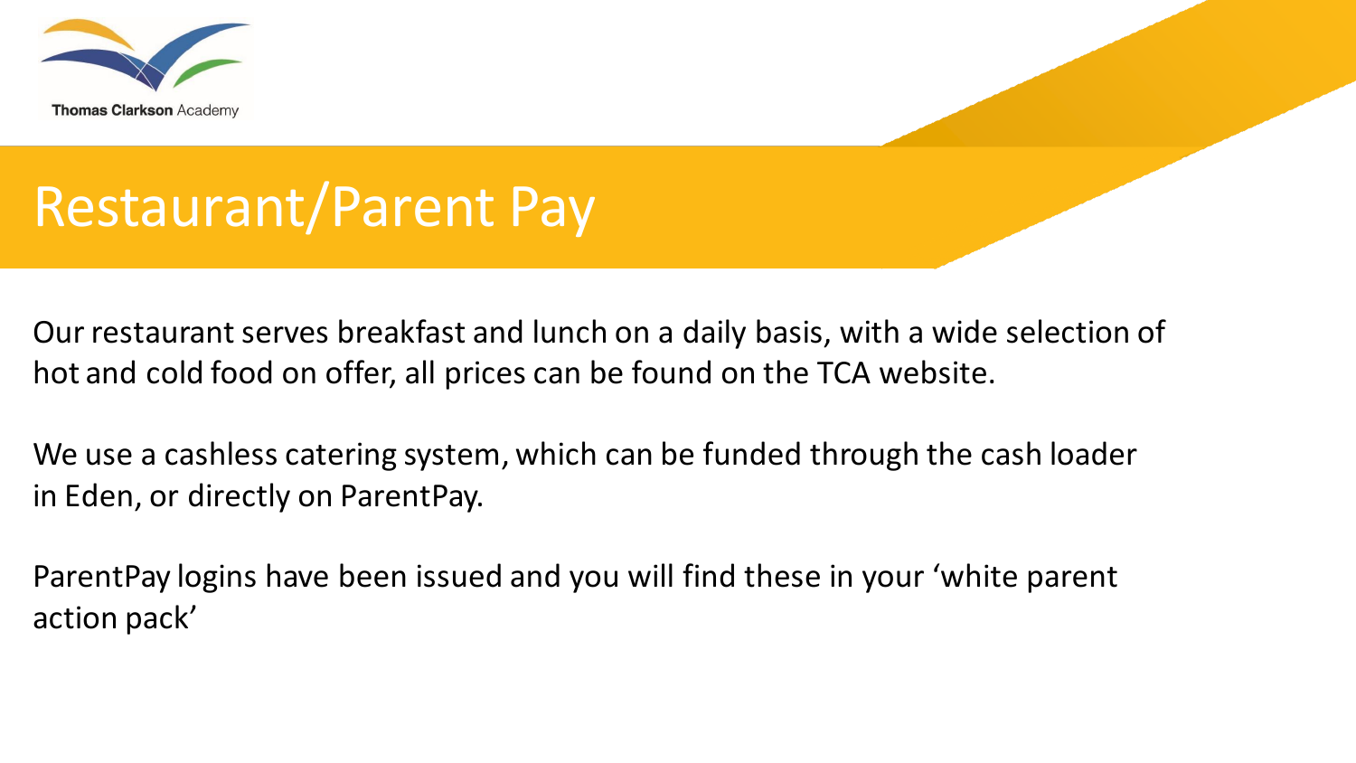Thomas Clarkson Academy

# Restaurant/Parent Pay

Our restaurant serves breakfast and lunch on a daily basis, with a wide selection of hot and cold food on offer, all prices can be found on the TCA website.

We use a cashless catering system, which can be funded through the cash loader in Eden, or directly on ParentPay.

ParentPay logins have been issued and you will find these in your 'white parent action pack'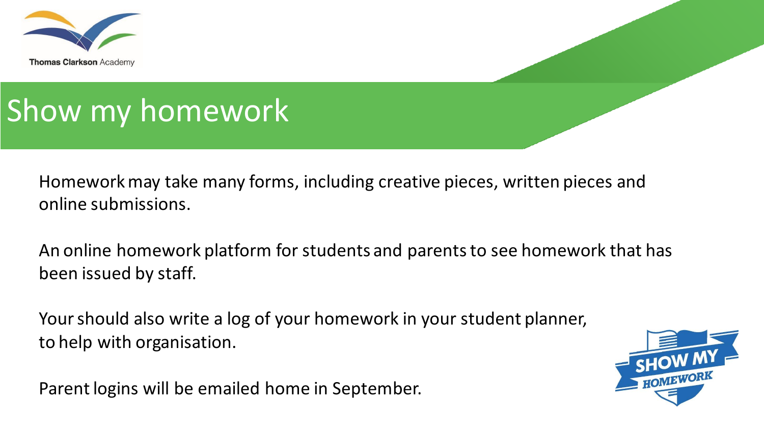# Show my homework

Homework may take many forms, including creative pieces, written pieces and online submissions.

An online homework platform for students and parents to see homework that has been issued by staff.

Your should also write a log of your homework in your student planner, to help with organisation.

Parent logins will be emailed home in September.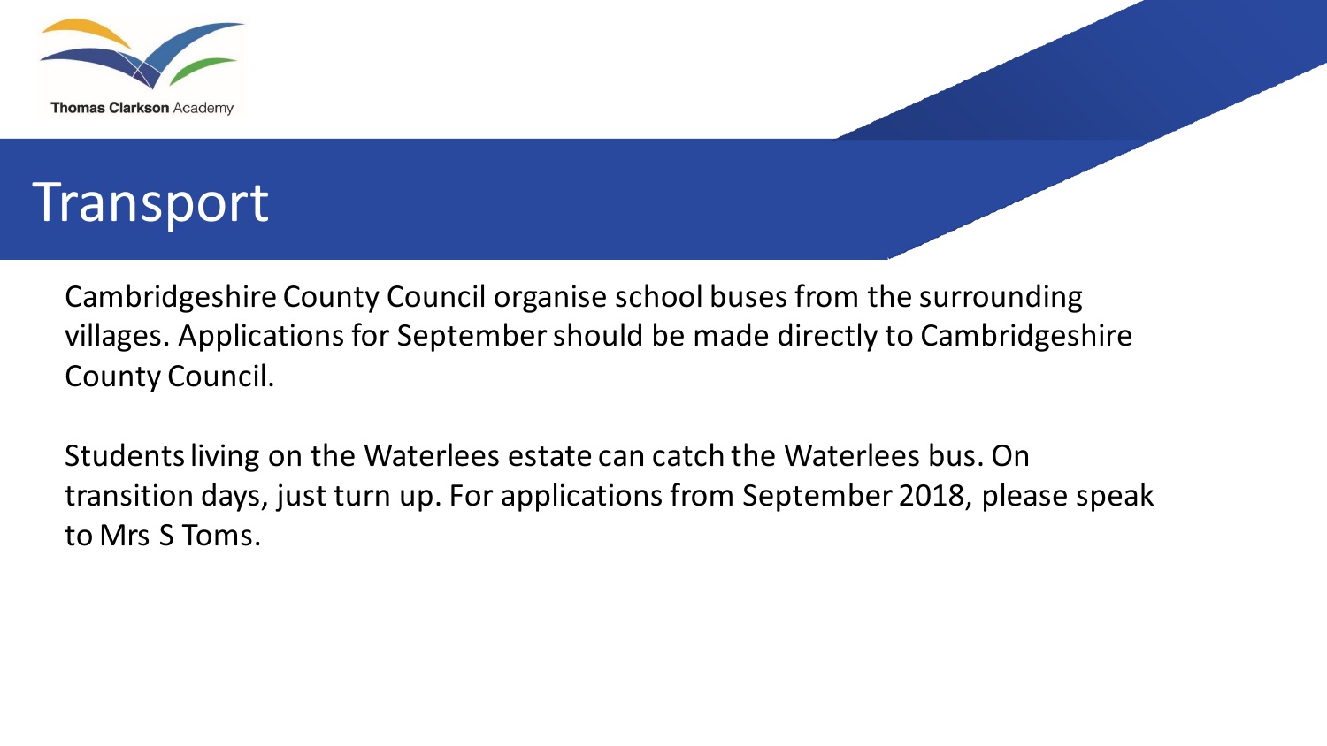# Transport

Cambridgeshire County Council organise school buses from the surrounding villages. Applications for September should be made directly to Cambridgeshire County Council.

Students living on the Waterlees estate can catch the Waterlees bus. On transition days, just turn up. For applications from September 2018, please speak to Mrs S Toms.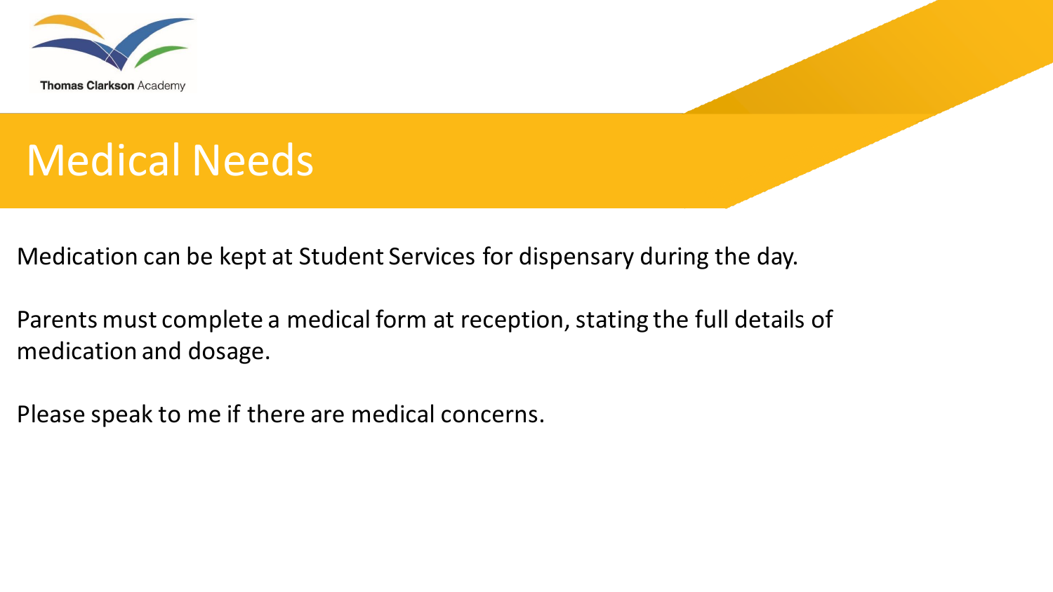# Medical Needs

Medication can be kept at Student Services for dispensary during the day.

Parents must complete a medical form at reception, stating the full details of medication and dosage.

Please speak to me if there are medical concerns.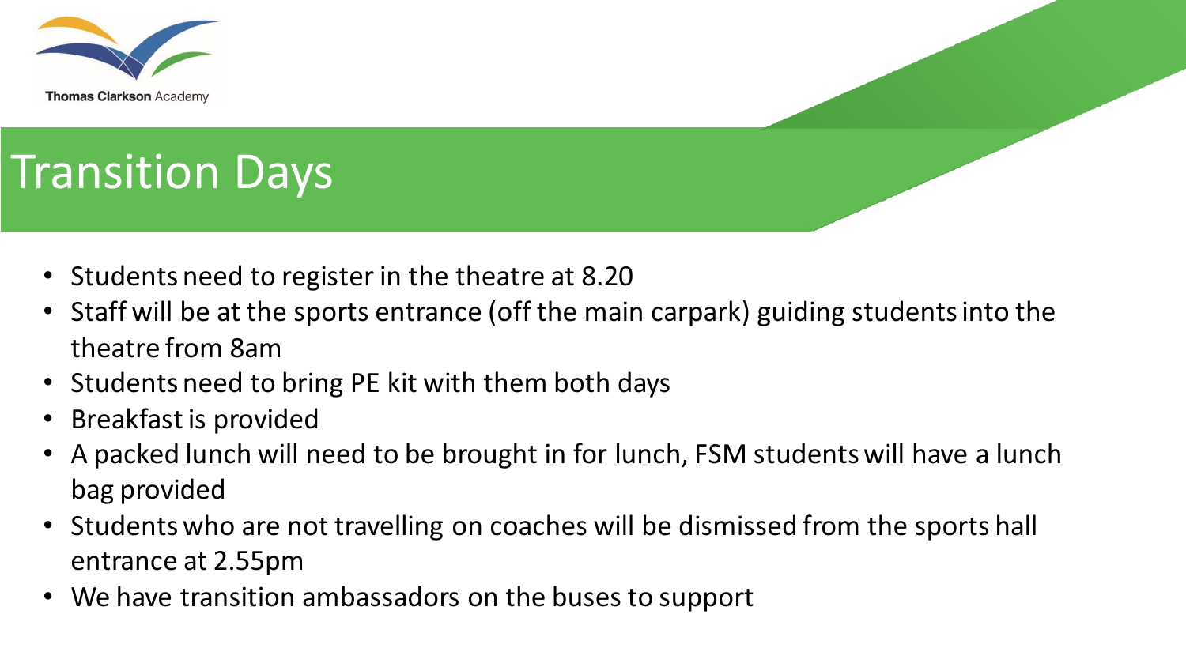Thomas Clarkson Academy

# Transition Days

- Students need to register in the theatre at 8.20
- Staff will be at the sports entrance (off the main carpark) guiding students into the theatre from 8am
- Students need to bring PE kit with them both days
- Breakfast is provided
- A packed lunch will need to be brought in for lunch, FSM students will have a lunch bag provided
- Students who are not travelling on coaches will be dismissed from the sports hall entrance at 2.55pm
- We have transition ambassadors on the buses to support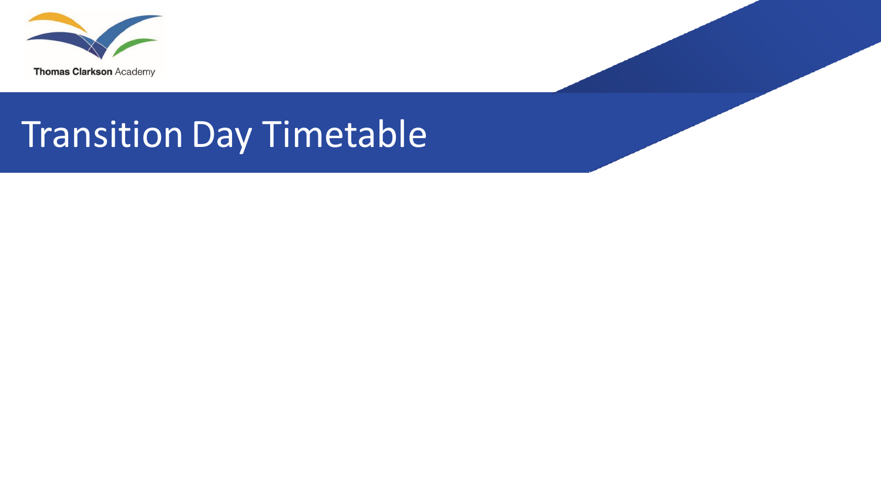Thomas Clarkson Academy

# Transition Day Timetable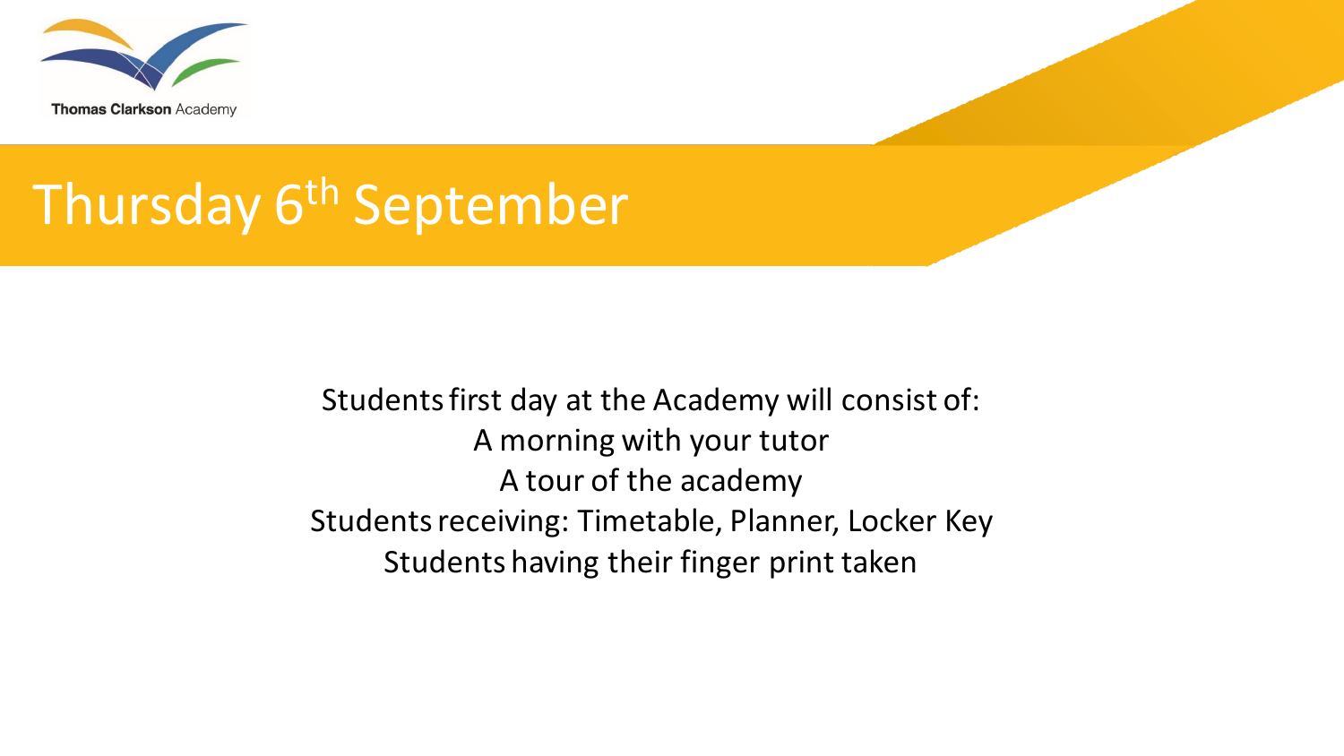Thomas Clarkson Academy

# Thursday 6th September

Students first day at the Academy will consist of:

A morning with your tutor

A tour of the academy

Students receiving: Timetable, Planner, Locker Key

Students having their finger print taken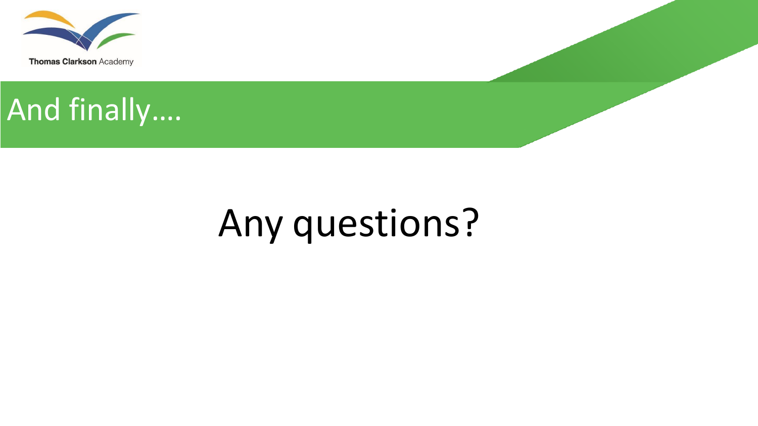Thomas Clarkson Academy

# And finally….

Any questions?